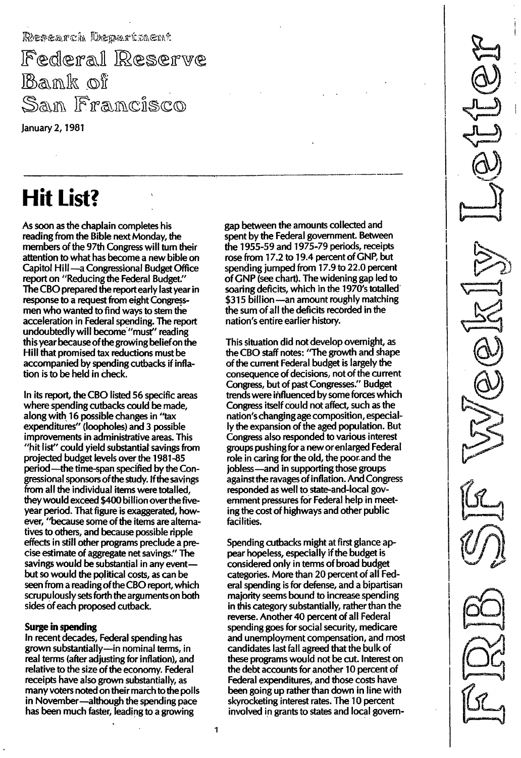Research Department

Federal Reserve Bank of San Francisco

January 2, 1981

FRB SF Weekly Letter

# Hit List?

As soon as the chaplain completes his reading from the Bible next Monday, the members of the 97th Congress will turn their attention to what has become a new bible on Capitol Hill—a Congressional Budget Office report on "Reducing the Federal Budget." The CBO prepared the report early last year in response to a request from eight Congressmen who wanted to find ways to stem the acceleration in Federal spending. The report undoubtedly will become "must" reading this year because of the growing belief on the Hill that promised tax reductions must be accompanied by spending cutbacks if inflation is to be held in check.

In its report, the CBO listed 56 specific areas where spending cutbacks could be made, along with 16 possible changes in "tax expenditures" (loopholes) and 3 possible improvements in administrative areas. This "hit list" could yield substantial savings from projected budget levels over the 1981-85 period—the time-span specified by the Congressional sponsors of the study. If the savings from all the individual items were totalled, they would exceed \$400 billion over the five-year period. That figure is exaggerated, however, "because some of the items are alternatives to others, and because possible ripple effects in still other programs preclude a precise estimate of aggregate net savings." The savings would be substantial in any event—but so would the political costs, as can be seen from a reading of the CBO report, which scrupulously sets forth the arguments on both sides of each proposed cutback.

**Surge in spending**

In recent decades, Federal spending has grown substantially—in nominal terms, in real terms (after adjusting for inflation), and relative to the size of the economy. Federal receipts have also grown substantially, as many voters noted on their march to the polls in November—although the spending pace has been much faster, leading to a growing gap between the amounts collected and spent by the Federal government. Between the 1955-59 and 1975-79 periods, receipts rose from 17.2 to 19.4 percent of GNP, but spending jumped from 17.9 to 22.0 percent of GNP (see chart). The widening gap led to soaring deficits, which in the 1970's totalled \$315 billion—an amount roughly matching the sum of all the deficits recorded in the nation's entire earlier history.

This situation did not develop overnight, as the CBO staff notes: "The growth and shape of the current Federal budget is largely the consequence of decisions, not of the current Congress, but of past Congresses." Budget trends were influenced by some forces which Congress itself could not affect, such as the nation's changing age composition, especially the expansion of the aged population. But Congress also responded to various interest groups pushing for a new or enlarged Federal role in caring for the old, the poor and the jobless—and in supporting those groups against the ravages of inflation. And Congress responded as well to state-and-local government pressures for Federal help in meeting the cost of highways and other public facilities.

Spending cutbacks might at first glance appear hopeless, especially if the budget is considered only in terms of broad budget categories. More than 20 percent of all Federal spending is for defense, and a bipartisan majority seems bound to increase spending in this category substantially, rather than the reverse. Another 40 percent of all Federal spending goes for social security, medicare and unemployment compensation, and most candidates last fall agreed that the bulk of these programs would not be cut. Interest on the debt accounts for another 10 percent of Federal expenditures, and those costs have been going up rather than down in line with skyrocketing interest rates. The 10 percent involved in grants to states and local govern-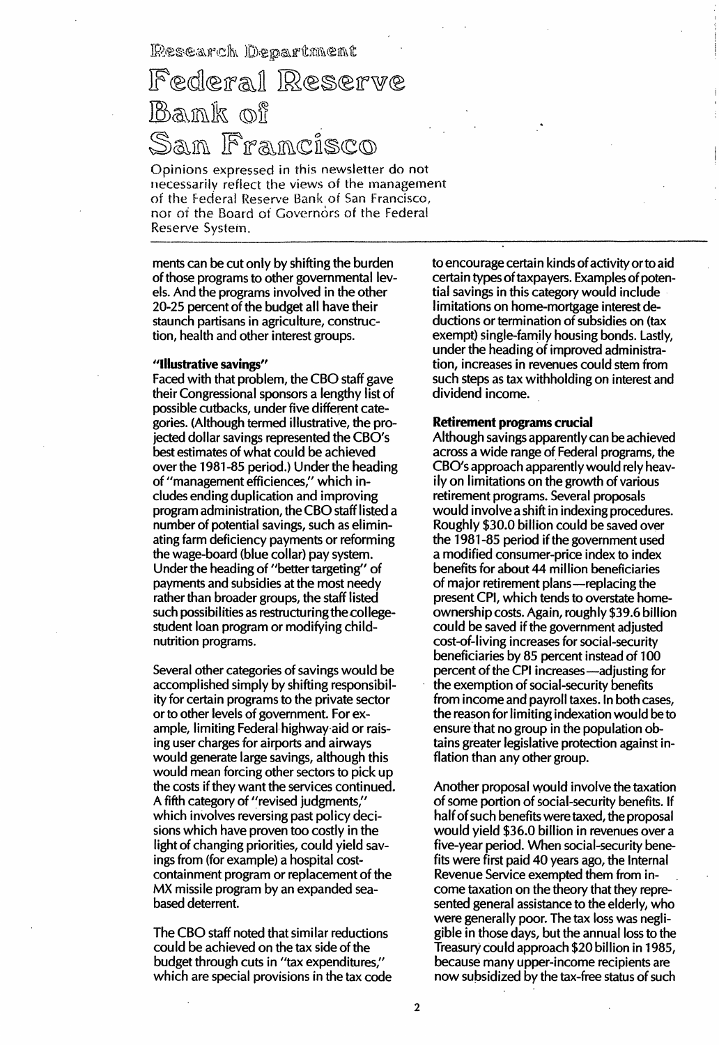Research Department

# Federal Reserve Bank of San Francisco

Opinions expressed in this newsletter do not necessarily reflect the views of the management of the Federal Reserve Bank of San Francisco, nor of the Board of Governors of the Federal Reserve System.

ments can be cut only by shifting the burden of those programs to other governmental levels. And the programs involved in the other 20-25 percent of the budget all have their staunch partisans in agriculture, construction, health and other interest groups.

**"Illustrative savings"**

Faced with that problem, the CBO staff gave their Congressional sponsors a lengthy list of possible cutbacks, under five different categories. (Although termed illustrative, the projected dollar savings represented the CBO's best estimates of what could be achieved over the 1981-85 period.) Under the heading of "management efficiencies," which includes ending duplication and improving program administration, the CBO staff listed a number of potential savings, such as eliminating farm deficiency payments or reforming the wage-board (blue collar) pay system. Under the heading of "better targeting" of payments and subsidies at the most needy rather than broader groups, the staff listed such possibilities as restructuring the college-student loan program or modifying child-nutrition programs.

Several other categories of savings would be accomplished simply by shifting responsibility for certain programs to the private sector or to other levels of government. For example, limiting Federal highway aid or raising user charges for airports and airways would generate large savings, although this would mean forcing other sectors to pick up the costs if they want the services continued. A fifth category of "revised judgments," which involves reversing past policy decisions which have proven too costly in the light of changing priorities, could yield savings from (for example) a hospital cost-containment program or replacement of the MX missile program by an expanded sea-based deterrent.

The CBO staff noted that similar reductions could be achieved on the tax side of the budget through cuts in "tax expenditures," which are special provisions in the tax code to encourage certain kinds of activity or to aid certain types of taxpayers. Examples of potential savings in this category would include limitations on home-mortgage interest deductions or termination of subsidies on (tax exempt) single-family housing bonds. Lastly, under the heading of improved administration, increases in revenues could stem from such steps as tax withholding on interest and dividend income.

**Retirement programs crucial**

Although savings apparently can be achieved across a wide range of Federal programs, the CBO's approach apparently would rely heavily on limitations on the growth of various retirement programs. Several proposals would involve a shift in indexing procedures. Roughly $30.0 billion could be saved over the 1981-85 period if the government used a modified consumer-price index to index benefits for about 44 million beneficiaries of major retirement plans—replacing the present CPI, which tends to overstate home-ownership costs. Again, roughly $39.6 billion could be saved if the government adjusted cost-of-living increases for social-security beneficiaries by 85 percent instead of 100 percent of the CPI increases—adjusting for the exemption of social-security benefits from income and payroll taxes. In both cases, the reason for limiting indexation would be to ensure that no group in the population obtains greater legislative protection against inflation than any other group.

Another proposal would involve the taxation of some portion of social-security benefits. If half of such benefits were taxed, the proposal would yield $36.0 billion in revenues over a five-year period. When social-security benefits were first paid 40 years ago, the Internal Revenue Service exempted them from income taxation on the theory that they represented general assistance to the elderly, who were generally poor. The tax loss was negligible in those days, but the annual loss to the Treasury could approach $20 billion in 1985, because many upper-income recipients are now subsidized by the tax-free status of such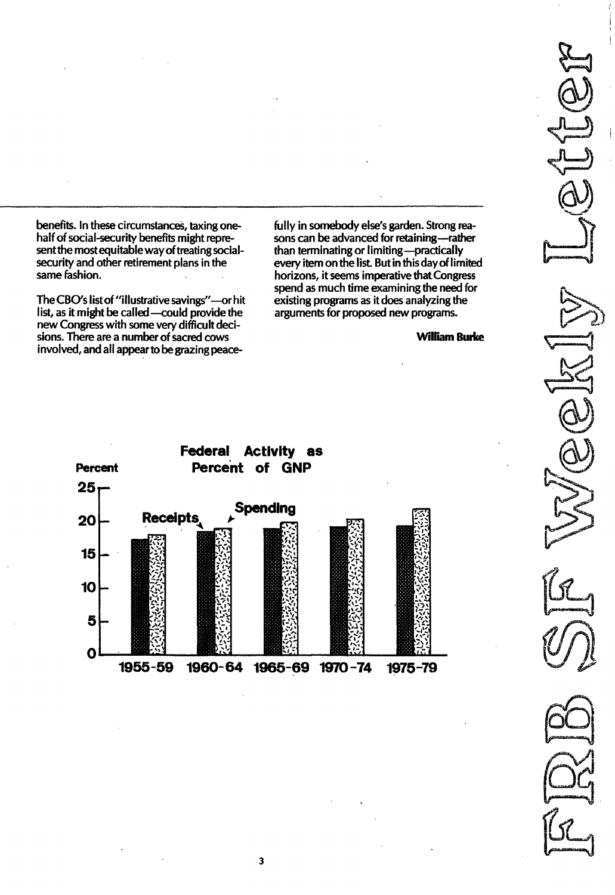benefits. In these circumstances, taxing one-half of social-security benefits might represent the most equitable way of treating social-security and other retirement plans in the same fashion.

The CBO's list of "illustrative savings"—or hit list, as it might be called—could provide the new Congress with some very difficult decisions. There are a number of sacred cows involved, and all appear to be grazing peacefully in somebody else's garden. Strong reasons can be advanced for retaining—rather than terminating or limiting—practically every item on the list. But in this day of limited horizons, it seems imperative that Congress spend as much time examining the need for existing programs as it does analyzing the arguments for proposed new programs.

**William Burke**

**Federal Activity as Percent of GNP**

Percent

25

20

15

10

5

0

Receipts

Spending

1955-59 1960-64 1965-69 1970-74 1975-79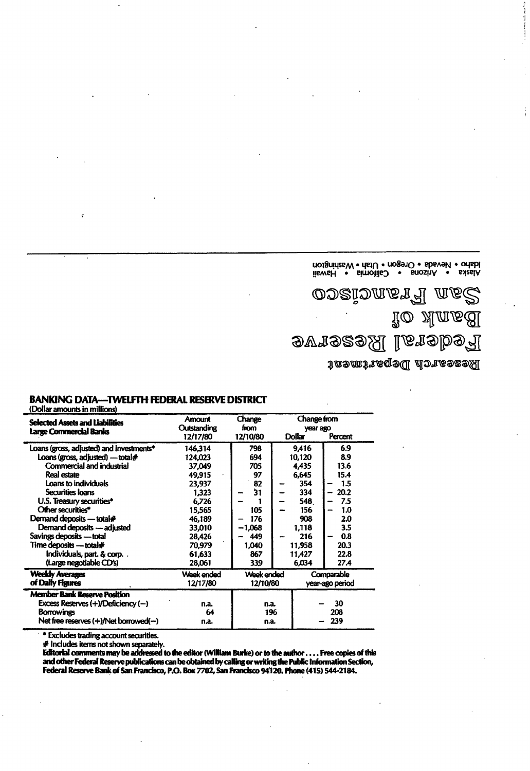Research Department

Federal Reserve

Bank of

San Francisco

Alaska • Arizona • California • Hawaii
Idaho • Nevada • Oregon • Utah • Washington

## BANKING DATA—TWELFTH FEDERAL RESERVE DISTRICT

(Dollar amounts in millions)

| Selected Assets and Liabilities Large Commercial Banks | Amount Outstanding 12/17/80 | Change from 12/10/80 | Change from year ago Dollar | Percent |
|---|---|---|---|---|
| Loans (gross, adjusted) and investments* | 146,314 | 798 | 9,416 | 6.9 |
| Loans (gross, adjusted) — total# | 124,023 | 694 | 10,120 | 8.9 |
| Commercial and industrial | 37,049 | 705 | 4,435 | 13.6 |
| Real estate | 49,915 | 97 | 6,645 | 15.4 |
| Loans to individuals | 23,937 | 82 | – 354 | – 1.5 |
| Securities loans | 1,323 | – 31 | – 334 | – 20.2 |
| U.S. Treasury securities* | 6,726 | – 1 | – 548 | – 7.5 |
| Other securities* | 15,565 | 105 | – 156 | – 1.0 |
| Demand deposits — total# | 46,189 | – 176 | 908 | 2.0 |
| Demand deposits — adjusted | 33,010 | –1,068 | 1,118 | 3.5 |
| Savings deposits — total | 28,426 | – 449 | – 216 | – 0.8 |
| Time deposits — total# | 70,979 | 1,040 | 11,958 | 20.3 |
| Individuals, part. & corp. | 61,633 | 867 | 11,427 | 22.8 |
| (Large negotiable CD's) | 28,061 | 339 | 6,034 | 27.4 |
| **Weekly Averages of Daily Figures** | Week ended 12/17/80 | Week ended 12/10/80 | Comparable year-ago period | |
| **Member Bank Reserve Position** | | | | |
| Excess Reserves (+)/Deficiency (–) | n.a. | n.a. | – 30 | |
| Borrowings | 64 | 196 | 208 | |
| Net free reserves (+)/Net borrowed(–) | n.a. | n.a. | – 239 | |

\* Excludes trading account securities.

\# Includes items not shown separately.

**Editorial comments may be addressed to the editor (William Burke) or to the author.... Free copies of this and other Federal Reserve publications can be obtained by calling or writing the Public Information Section, Federal Reserve Bank of San Francisco, P.O. Box 7702, San Francisco 94120. Phone (415) 544-2184.**